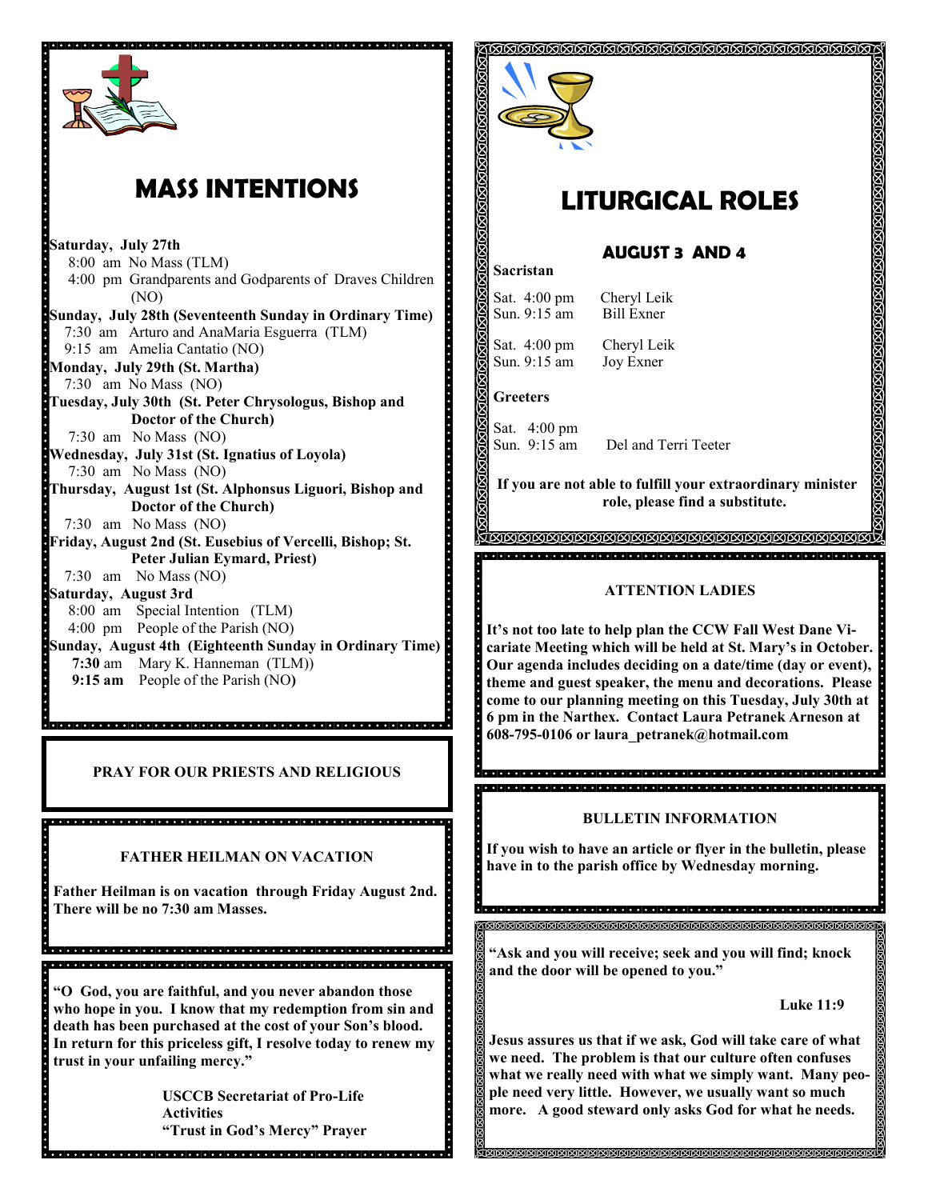# MASS INTENTIONS

**Saturday, July 27th**
8:00 am No Mass (TLM)
4:00 pm Grandparents and Godparents of Draves Children (NO)

**Sunday, July 28th (Seventeenth Sunday in Ordinary Time)**
7:30 am Arturo and AnaMaria Esguerra (TLM)
9:15 am Amelia Cantatio (NO)

**Monday, July 29th (St. Martha)**
7:30 am No Mass (NO)

**Tuesday, July 30th (St. Peter Chrysologus, Bishop and Doctor of the Church)**
7:30 am No Mass (NO)

**Wednesday, July 31st (St. Ignatius of Loyola)**
7:30 am No Mass (NO)

**Thursday, August 1st (St. Alphonsus Liguori, Bishop and Doctor of the Church)**
7:30 am No Mass (NO)

**Friday, August 2nd (St. Eusebius of Vercelli, Bishop; St. Peter Julian Eymard, Priest)**
7:30 am No Mass (NO)

**Saturday, August 3rd**
8:00 am Special Intention (TLM)
4:00 pm People of the Parish (NO)

**Sunday, August 4th (Eighteenth Sunday in Ordinary Time)**
**7:30** am Mary K. Hanneman (TLM))
**9:15 am** People of the Parish (NO**)**

**PRAY FOR OUR PRIESTS AND RELIGIOUS**

**FATHER HEILMAN ON VACATION**

**Father Heilman is on vacation through Friday August 2nd. There will be no 7:30 am Masses.**

**"O God, you are faithful, and you never abandon those who hope in you. I know that my redemption from sin and death has been purchased at the cost of your Son's blood. In return for this priceless gift, I resolve today to renew my trust in your unfailing mercy."**

**USCCB Secretariat of Pro-Life Activities**
**"Trust in God's Mercy" Prayer**

# LITURGICAL ROLES

## AUGUST 3 AND 4

**Sacristan**

Sat. 4:00 pm Cheryl Leik
Sun. 9:15 am Bill Exner

Sat. 4:00 pm Cheryl Leik
Sun. 9:15 am Joy Exner

**Greeters**

Sat. 4:00 pm
Sun. 9:15 am Del and Terri Teeter

**If you are not able to fulfill your extraordinary minister role, please find a substitute.**

**ATTENTION LADIES**

**It's not too late to help plan the CCW Fall West Dane Vicariate Meeting which will be held at St. Mary's in October. Our agenda includes deciding on a date/time (day or event), theme and guest speaker, the menu and decorations. Please come to our planning meeting on this Tuesday, July 30th at 6 pm in the Narthex. Contact Laura Petranek Arneson at 608-795-0106 or laura_petranek@hotmail.com**

**BULLETIN INFORMATION**

**If you wish to have an article or flyer in the bulletin, please have in to the parish office by Wednesday morning.**

**"Ask and you will receive; seek and you will find; knock and the door will be opened to you."**

**Luke 11:9**

**Jesus assures us that if we ask, God will take care of what we need. The problem is that our culture often confuses what we really need with what we simply want. Many people need very little. However, we usually want so much more. A good steward only asks God for what he needs.**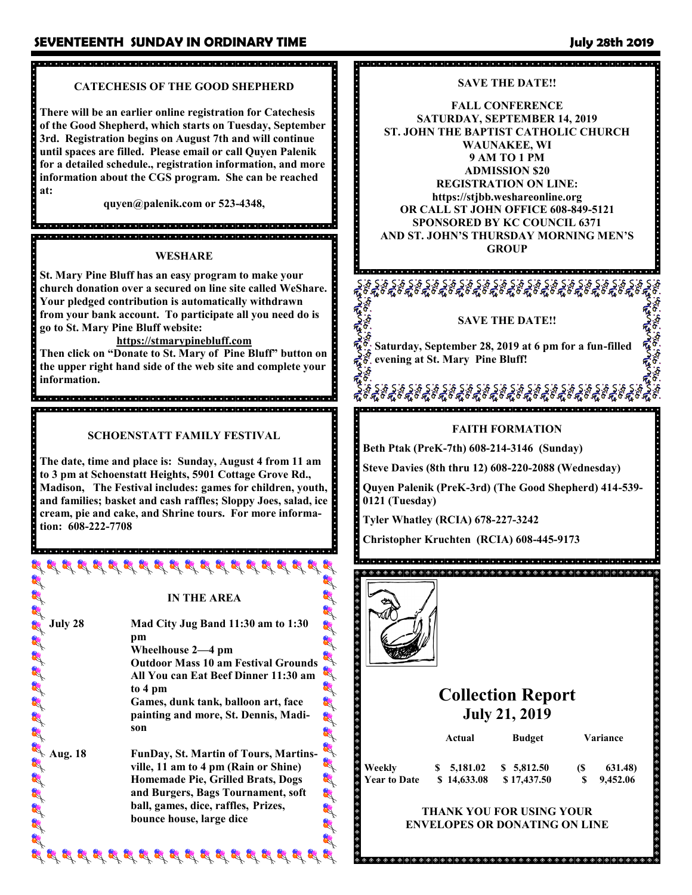### CATECHESIS OF THE GOOD SHEPHERD

**There will be an earlier online registration for Catechesis of the Good Shepherd, which starts on Tuesday, September 3rd. Registration begins on August 7th and will continue until spaces are filled. Please email or call Quyen Palenik for a detailed schedule., registration information, and more information about the CGS program. She can be reached at:**

**quyen@palenik.com or 523-4348,**

### WESHARE

**St. Mary Pine Bluff has an easy program to make your church donation over a secured on line site called WeShare. Your pledged contribution is automatically withdrawn from your bank account. To participate all you need do is go to St. Mary Pine Bluff website:**

**https://stmarypinebluff.com**

**Then click on "Donate to St. Mary of Pine Bluff" button on the upper right hand side of the web site and complete your information.**

### SCHOENSTATT FAMILY FESTIVAL

**The date, time and place is: Sunday, August 4 from 11 am to 3 pm at Schoenstatt Heights, 5901 Cottage Grove Rd., Madison, The Festival includes: games for children, youth, and families; basket and cash raffles; Sloppy Joes, salad, ice cream, pie and cake, and Shrine tours. For more information: 608-222-7708**

### IN THE AREA

| | |
|---|---|
| **July 28** | **Mad City Jug Band 11:30 am to 1:30 pm**<br>**Wheelhouse 2—4 pm**<br>**Outdoor Mass 10 am Festival Grounds**<br>**All You can Eat Beef Dinner 11:30 am to 4 pm**<br>**Games, dunk tank, balloon art, face painting and more, St. Dennis, Madison** |
| **Aug. 18** | **FunDay, St. Martin of Tours, Martinsville, 11 am to 4 pm (Rain or Shine) Homemade Pie, Grilled Brats, Dogs and Burgers, Bags Tournament, soft ball, games, dice, raffles, Prizes, bounce house, large dice** |

### SAVE THE DATE!!

**FALL CONFERENCE**
**SATURDAY, SEPTEMBER 14, 2019**
**ST. JOHN THE BAPTIST CATHOLIC CHURCH**
**WAUNAKEE, WI**
**9 AM TO 1 PM**
**ADMISSION $20**
**REGISTRATION ON LINE:**
**https://stjbb.weshareonline.org**
**OR CALL ST JOHN OFFICE 608-849-5121**
**SPONSORED BY KC COUNCIL 6371**
**AND ST. JOHN'S THURSDAY MORNING MEN'S GROUP**

### SAVE THE DATE!!

**Saturday, September 28, 2019 at 6 pm for a fun-filled evening at St. Mary Pine Bluff!**

### FAITH FORMATION

**Beth Ptak (PreK-7th) 608-214-3146 (Sunday)**

**Steve Davies (8th thru 12) 608-220-2088 (Wednesday)**

**Quyen Palenik (PreK-3rd) (The Good Shepherd) 414-539-0121 (Tuesday)**

**Tyler Whatley (RCIA) 678-227-3242**

**Christopher Kruchten (RCIA) 608-445-9173**

## Collection Report
### July 21, 2019

| | Actual | Budget | Variance |
|---|---|---|---|
| Weekly | $ 5,181.02 | $ 5,812.50 | ($ 631.48) |
| Year to Date | $ 14,633.08 | $ 17,437.50 | $ 9,452.06 |

**THANK YOU FOR USING YOUR ENVELOPES OR DONATING ON LINE**